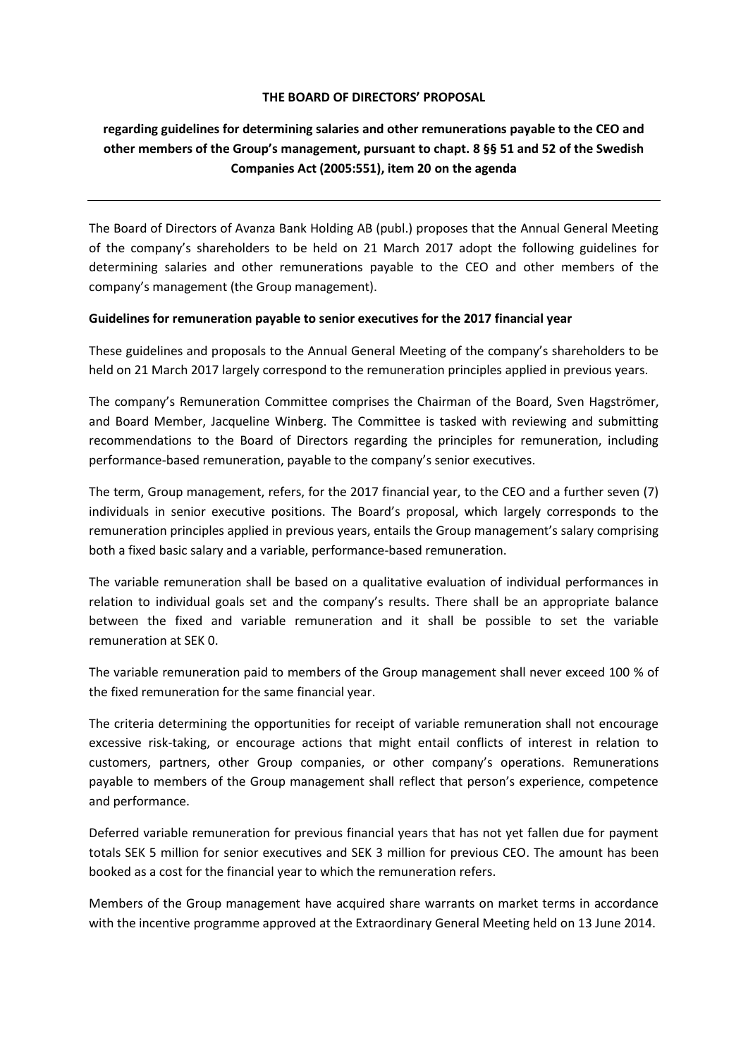**THE BOARD OF DIRECTORS' PROPOSAL**

**regarding guidelines for determining salaries and other remunerations payable to the CEO and other members of the Group's management, pursuant to chapt. 8 §§ 51 and 52 of the Swedish Companies Act (2005:551), item 20 on the agenda**

---

The Board of Directors of Avanza Bank Holding AB (publ.) proposes that the Annual General Meeting of the company's shareholders to be held on 21 March 2017 adopt the following guidelines for determining salaries and other remunerations payable to the CEO and other members of the company's management (the Group management).

**Guidelines for remuneration payable to senior executives for the 2017 financial year**

These guidelines and proposals to the Annual General Meeting of the company's shareholders to be held on 21 March 2017 largely correspond to the remuneration principles applied in previous years.

The company's Remuneration Committee comprises the Chairman of the Board, Sven Hagströmer, and Board Member, Jacqueline Winberg. The Committee is tasked with reviewing and submitting recommendations to the Board of Directors regarding the principles for remuneration, including performance-based remuneration, payable to the company's senior executives.

The term, Group management, refers, for the 2017 financial year, to the CEO and a further seven (7) individuals in senior executive positions. The Board's proposal, which largely corresponds to the remuneration principles applied in previous years, entails the Group management's salary comprising both a fixed basic salary and a variable, performance-based remuneration.

The variable remuneration shall be based on a qualitative evaluation of individual performances in relation to individual goals set and the company's results. There shall be an appropriate balance between the fixed and variable remuneration and it shall be possible to set the variable remuneration at SEK 0.

The variable remuneration paid to members of the Group management shall never exceed 100 % of the fixed remuneration for the same financial year.

The criteria determining the opportunities for receipt of variable remuneration shall not encourage excessive risk-taking, or encourage actions that might entail conflicts of interest in relation to customers, partners, other Group companies, or other company's operations. Remunerations payable to members of the Group management shall reflect that person's experience, competence and performance.

Deferred variable remuneration for previous financial years that has not yet fallen due for payment totals SEK 5 million for senior executives and SEK 3 million for previous CEO. The amount has been booked as a cost for the financial year to which the remuneration refers.

Members of the Group management have acquired share warrants on market terms in accordance with the incentive programme approved at the Extraordinary General Meeting held on 13 June 2014.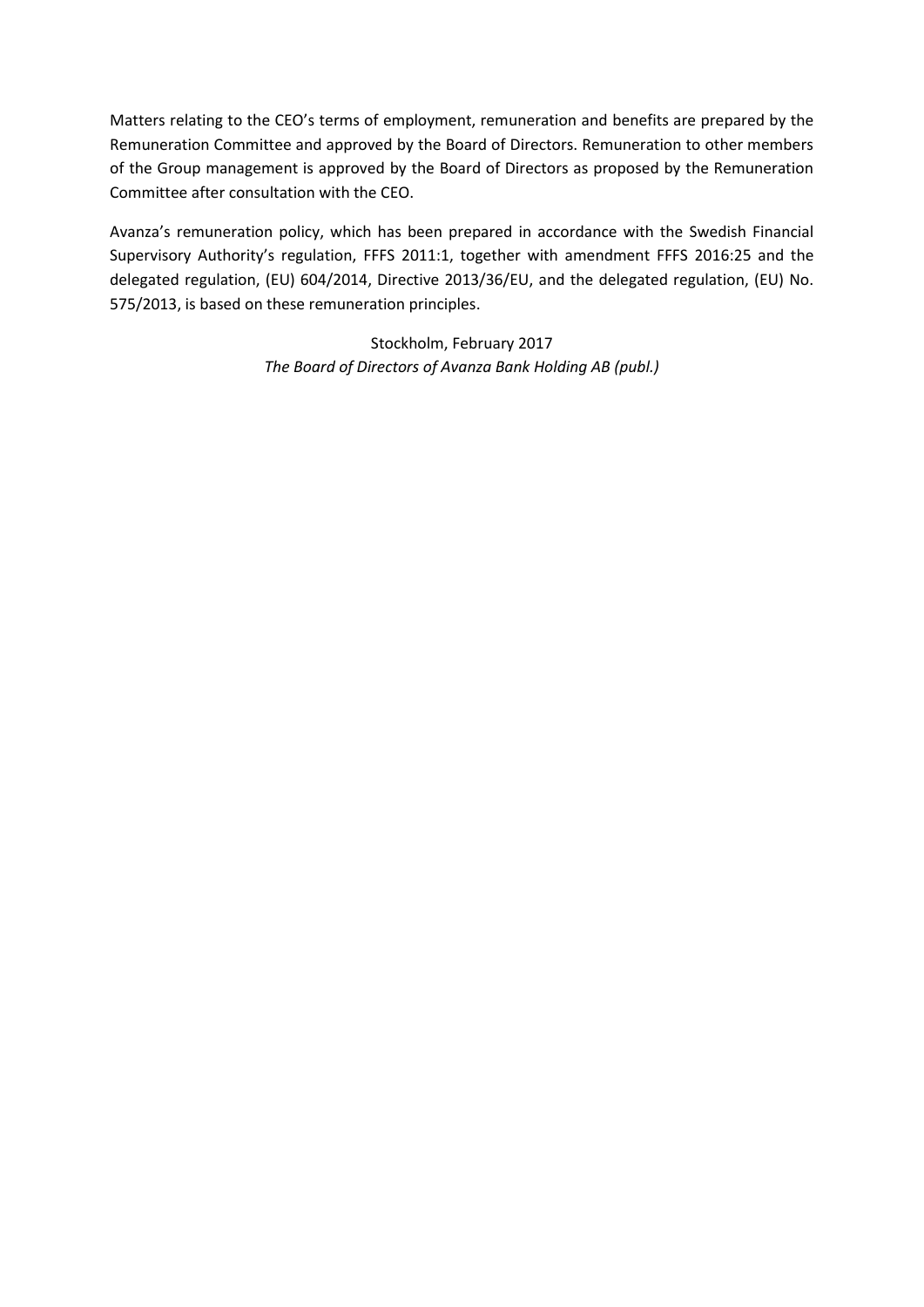Matters relating to the CEO's terms of employment, remuneration and benefits are prepared by the Remuneration Committee and approved by the Board of Directors. Remuneration to other members of the Group management is approved by the Board of Directors as proposed by the Remuneration Committee after consultation with the CEO.

Avanza's remuneration policy, which has been prepared in accordance with the Swedish Financial Supervisory Authority's regulation, FFFS 2011:1, together with amendment FFFS 2016:25 and the delegated regulation, (EU) 604/2014, Directive 2013/36/EU, and the delegated regulation, (EU) No. 575/2013, is based on these remuneration principles.

Stockholm, February 2017

*The Board of Directors of Avanza Bank Holding AB (publ.)*